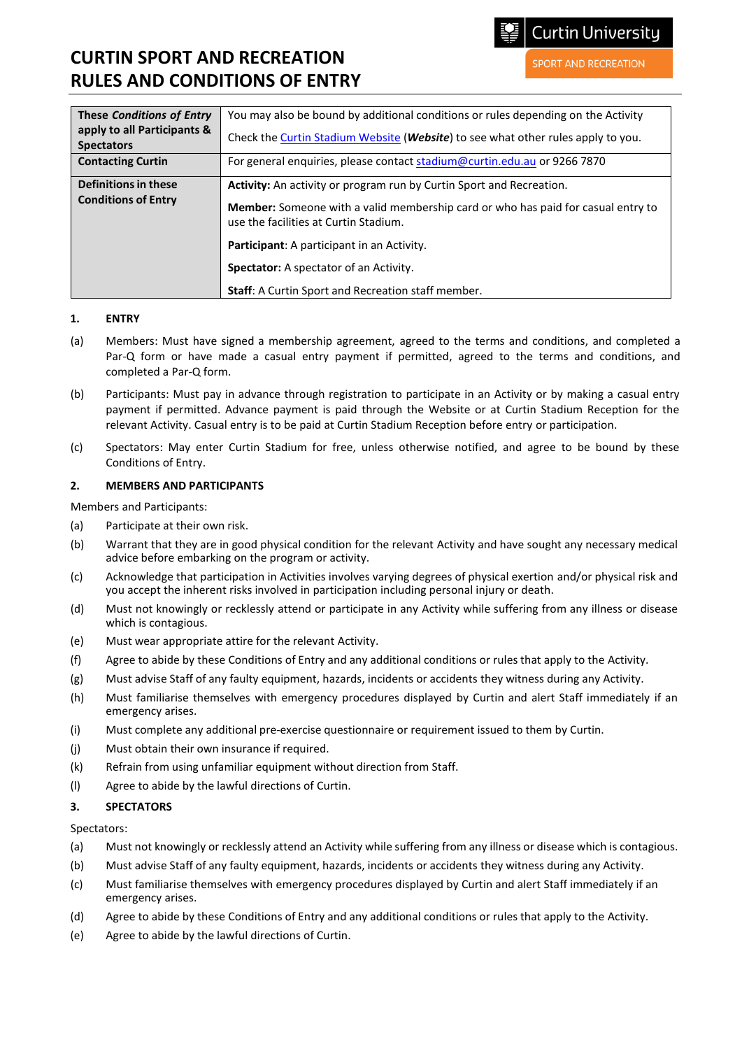# CURTIN SPORT AND RECREATION RULES AND CONDITIONS OF ENTRY

| **These *Conditions of Entry* apply to all Participants & Spectators** | You may also be bound by additional conditions or rules depending on the Activity<br><br>Check the Curtin Stadium Website (***Website***) to see what other rules apply to you. |
|---|---|
| **Contacting Curtin** | For general enquiries, please contact stadium@curtin.edu.au or 9266 7870 |
| **Definitions in these Conditions of Entry** | **Activity:** An activity or program run by Curtin Sport and Recreation.<br><br>**Member:** Someone with a valid membership card or who has paid for casual entry to use the facilities at Curtin Stadium.<br><br>**Participant**: A participant in an Activity.<br><br>**Spectator:** A spectator of an Activity.<br><br>**Staff**: A Curtin Sport and Recreation staff member. |

## 1. ENTRY

(a) Members: Must have signed a membership agreement, agreed to the terms and conditions, and completed a Par-Q form or have made a casual entry payment if permitted, agreed to the terms and conditions, and completed a Par-Q form.

(b) Participants: Must pay in advance through registration to participate in an Activity or by making a casual entry payment if permitted. Advance payment is paid through the Website or at Curtin Stadium Reception for the relevant Activity. Casual entry is to be paid at Curtin Stadium Reception before entry or participation.

(c) Spectators: May enter Curtin Stadium for free, unless otherwise notified, and agree to be bound by these Conditions of Entry.

## 2. MEMBERS AND PARTICIPANTS

Members and Participants:

(a) Participate at their own risk.

(b) Warrant that they are in good physical condition for the relevant Activity and have sought any necessary medical advice before embarking on the program or activity.

(c) Acknowledge that participation in Activities involves varying degrees of physical exertion and/or physical risk and you accept the inherent risks involved in participation including personal injury or death.

(d) Must not knowingly or recklessly attend or participate in any Activity while suffering from any illness or disease which is contagious.

(e) Must wear appropriate attire for the relevant Activity.

(f) Agree to abide by these Conditions of Entry and any additional conditions or rules that apply to the Activity.

(g) Must advise Staff of any faulty equipment, hazards, incidents or accidents they witness during any Activity.

(h) Must familiarise themselves with emergency procedures displayed by Curtin and alert Staff immediately if an emergency arises.

(i) Must complete any additional pre-exercise questionnaire or requirement issued to them by Curtin.

(j) Must obtain their own insurance if required.

(k) Refrain from using unfamiliar equipment without direction from Staff.

(l) Agree to abide by the lawful directions of Curtin.

## 3. SPECTATORS

Spectators:

(a) Must not knowingly or recklessly attend an Activity while suffering from any illness or disease which is contagious.

(b) Must advise Staff of any faulty equipment, hazards, incidents or accidents they witness during any Activity.

(c) Must familiarise themselves with emergency procedures displayed by Curtin and alert Staff immediately if an emergency arises.

(d) Agree to abide by these Conditions of Entry and any additional conditions or rules that apply to the Activity.

(e) Agree to abide by the lawful directions of Curtin.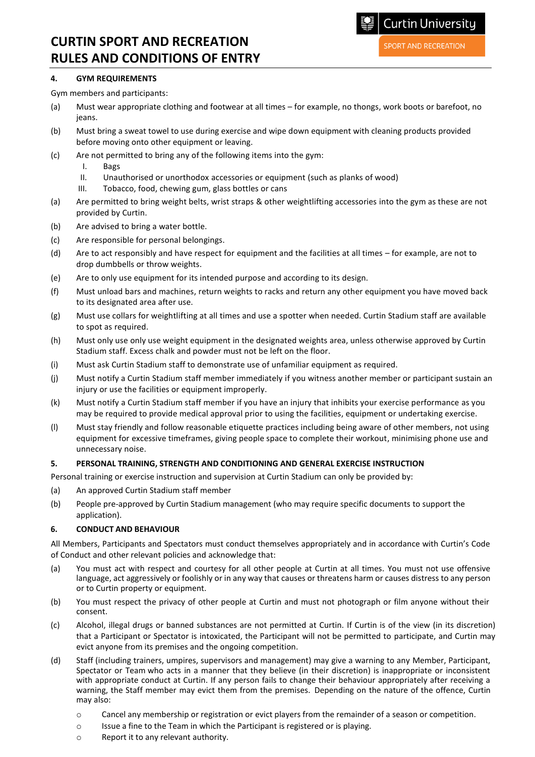# CURTIN SPORT AND RECREATION RULES AND CONDITIONS OF ENTRY

## 4. GYM REQUIREMENTS

Gym members and participants:

(a) Must wear appropriate clothing and footwear at all times – for example, no thongs, work boots or barefoot, no jeans.

(b) Must bring a sweat towel to use during exercise and wipe down equipment with cleaning products provided before moving onto other equipment or leaving.

(c) Are not permitted to bring any of the following items into the gym:
   I. Bags
   II. Unauthorised or unorthodox accessories or equipment (such as planks of wood)
   III. Tobacco, food, chewing gum, glass bottles or cans

(a) Are permitted to bring weight belts, wrist straps & other weightlifting accessories into the gym as these are not provided by Curtin.

(b) Are advised to bring a water bottle.

(c) Are responsible for personal belongings.

(d) Are to act responsibly and have respect for equipment and the facilities at all times – for example, are not to drop dumbbells or throw weights.

(e) Are to only use equipment for its intended purpose and according to its design.

(f) Must unload bars and machines, return weights to racks and return any other equipment you have moved back to its designated area after use.

(g) Must use collars for weightlifting at all times and use a spotter when needed. Curtin Stadium staff are available to spot as required.

(h) Must only use only use weight equipment in the designated weights area, unless otherwise approved by Curtin Stadium staff. Excess chalk and powder must not be left on the floor.

(i) Must ask Curtin Stadium staff to demonstrate use of unfamiliar equipment as required.

(j) Must notify a Curtin Stadium staff member immediately if you witness another member or participant sustain an injury or use the facilities or equipment improperly.

(k) Must notify a Curtin Stadium staff member if you have an injury that inhibits your exercise performance as you may be required to provide medical approval prior to using the facilities, equipment or undertaking exercise.

(l) Must stay friendly and follow reasonable etiquette practices including being aware of other members, not using equipment for excessive timeframes, giving people space to complete their workout, minimising phone use and unnecessary noise.

## 5. PERSONAL TRAINING, STRENGTH AND CONDITIONING AND GENERAL EXERCISE INSTRUCTION

Personal training or exercise instruction and supervision at Curtin Stadium can only be provided by:

(a) An approved Curtin Stadium staff member

(b) People pre-approved by Curtin Stadium management (who may require specific documents to support the application).

## 6. CONDUCT AND BEHAVIOUR

All Members, Participants and Spectators must conduct themselves appropriately and in accordance with Curtin's Code of Conduct and other relevant policies and acknowledge that:

(a) You must act with respect and courtesy for all other people at Curtin at all times. You must not use offensive language, act aggressively or foolishly or in any way that causes or threatens harm or causes distress to any person or to Curtin property or equipment.

(b) You must respect the privacy of other people at Curtin and must not photograph or film anyone without their consent.

(c) Alcohol, illegal drugs or banned substances are not permitted at Curtin. If Curtin is of the view (in its discretion) that a Participant or Spectator is intoxicated, the Participant will not be permitted to participate, and Curtin may evict anyone from its premises and the ongoing competition.

(d) Staff (including trainers, umpires, supervisors and management) may give a warning to any Member, Participant, Spectator or Team who acts in a manner that they believe (in their discretion) is inappropriate or inconsistent with appropriate conduct at Curtin. If any person fails to change their behaviour appropriately after receiving a warning, the Staff member may evict them from the premises. Depending on the nature of the offence, Curtin may also:

   - Cancel any membership or registration or evict players from the remainder of a season or competition.
   - Issue a fine to the Team in which the Participant is registered or is playing.
   - Report it to any relevant authority.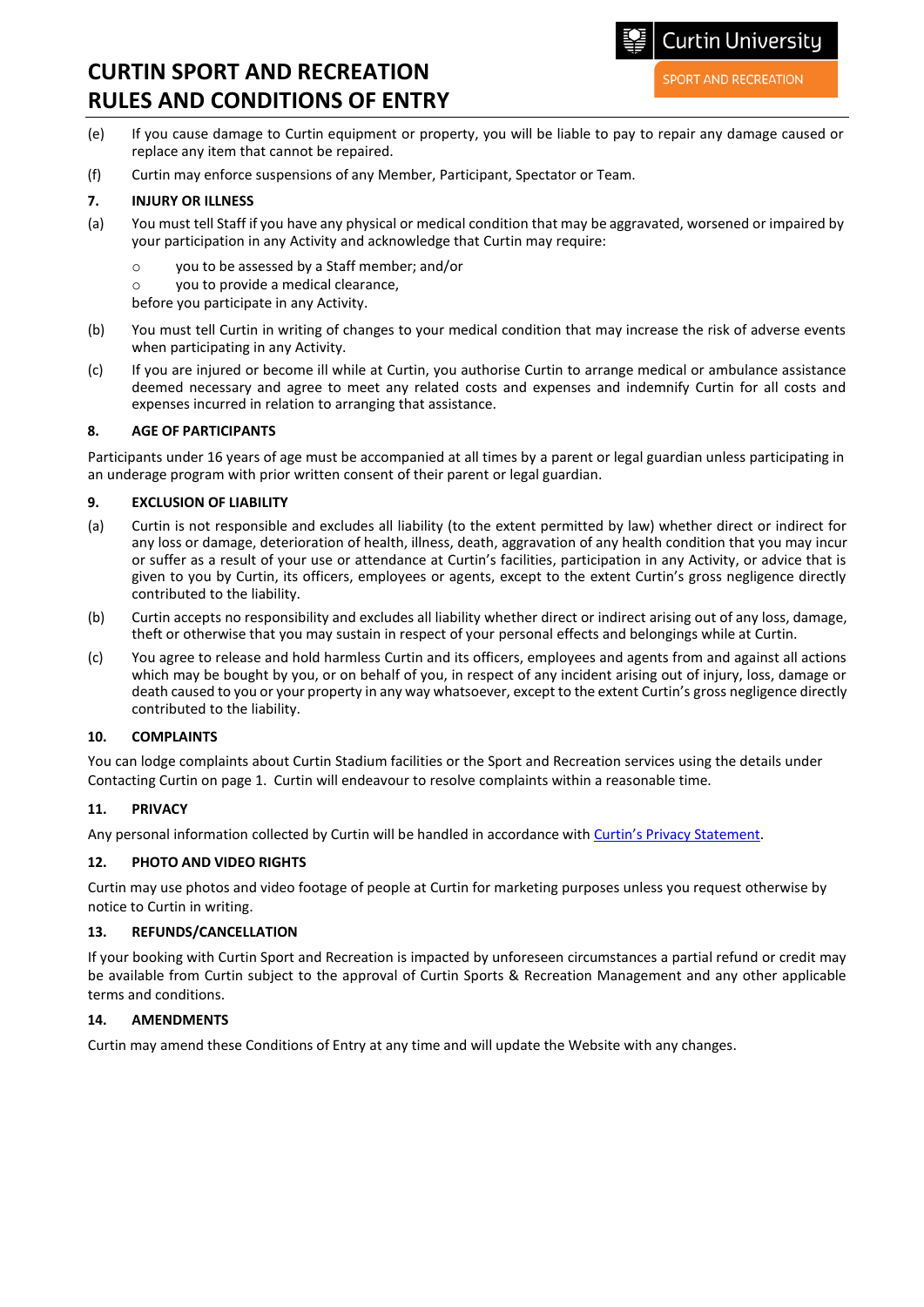(e) If you cause damage to Curtin equipment or property, you will be liable to pay to repair any damage caused or replace any item that cannot be repaired.

(f) Curtin may enforce suspensions of any Member, Participant, Spectator or Team.

## 7. INJURY OR ILLNESS

(a) You must tell Staff if you have any physical or medical condition that may be aggravated, worsened or impaired by your participation in any Activity and acknowledge that Curtin may require:

- you to be assessed by a Staff member; and/or
- you to provide a medical clearance,

before you participate in any Activity.

(b) You must tell Curtin in writing of changes to your medical condition that may increase the risk of adverse events when participating in any Activity.

(c) If you are injured or become ill while at Curtin, you authorise Curtin to arrange medical or ambulance assistance deemed necessary and agree to meet any related costs and expenses and indemnify Curtin for all costs and expenses incurred in relation to arranging that assistance.

## 8. AGE OF PARTICIPANTS

Participants under 16 years of age must be accompanied at all times by a parent or legal guardian unless participating in an underage program with prior written consent of their parent or legal guardian.

## 9. EXCLUSION OF LIABILITY

(a) Curtin is not responsible and excludes all liability (to the extent permitted by law) whether direct or indirect for any loss or damage, deterioration of health, illness, death, aggravation of any health condition that you may incur or suffer as a result of your use or attendance at Curtin's facilities, participation in any Activity, or advice that is given to you by Curtin, its officers, employees or agents, except to the extent Curtin's gross negligence directly contributed to the liability.

(b) Curtin accepts no responsibility and excludes all liability whether direct or indirect arising out of any loss, damage, theft or otherwise that you may sustain in respect of your personal effects and belongings while at Curtin.

(c) You agree to release and hold harmless Curtin and its officers, employees and agents from and against all actions which may be bought by you, or on behalf of you, in respect of any incident arising out of injury, loss, damage or death caused to you or your property in any way whatsoever, except to the extent Curtin's gross negligence directly contributed to the liability.

## 10. COMPLAINTS

You can lodge complaints about Curtin Stadium facilities or the Sport and Recreation services using the details under Contacting Curtin on page 1. Curtin will endeavour to resolve complaints within a reasonable time.

## 11. PRIVACY

Any personal information collected by Curtin will be handled in accordance with Curtin's Privacy Statement.

## 12. PHOTO AND VIDEO RIGHTS

Curtin may use photos and video footage of people at Curtin for marketing purposes unless you request otherwise by notice to Curtin in writing.

## 13. REFUNDS/CANCELLATION

If your booking with Curtin Sport and Recreation is impacted by unforeseen circumstances a partial refund or credit may be available from Curtin subject to the approval of Curtin Sports & Recreation Management and any other applicable terms and conditions.

## 14. AMENDMENTS

Curtin may amend these Conditions of Entry at any time and will update the Website with any changes.